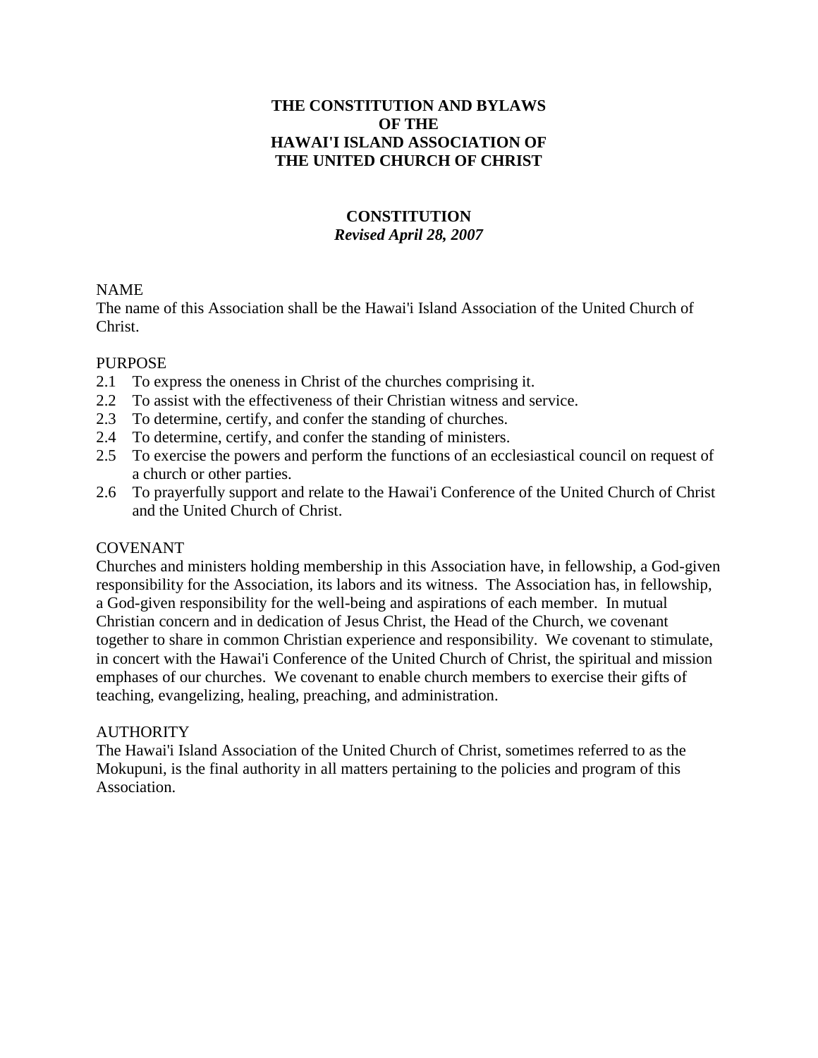# THE CONSTITUTION AND BYLAWS OF THE HAWAI'I ISLAND ASSOCIATION OF THE UNITED CHURCH OF CHRIST

## CONSTITUTION

***Revised April 28, 2007***

NAME

The name of this Association shall be the Hawai'i Island Association of the United Church of Christ.

PURPOSE

2.1 To express the oneness in Christ of the churches comprising it.
2.2 To assist with the effectiveness of their Christian witness and service.
2.3 To determine, certify, and confer the standing of churches.
2.4 To determine, certify, and confer the standing of ministers.
2.5 To exercise the powers and perform the functions of an ecclesiastical council on request of a church or other parties.
2.6 To prayerfully support and relate to the Hawai'i Conference of the United Church of Christ and the United Church of Christ.

COVENANT

Churches and ministers holding membership in this Association have, in fellowship, a God-given responsibility for the Association, its labors and its witness. The Association has, in fellowship, a God-given responsibility for the well-being and aspirations of each member. In mutual Christian concern and in dedication of Jesus Christ, the Head of the Church, we covenant together to share in common Christian experience and responsibility. We covenant to stimulate, in concert with the Hawai'i Conference of the United Church of Christ, the spiritual and mission emphases of our churches. We covenant to enable church members to exercise their gifts of teaching, evangelizing, healing, preaching, and administration.

AUTHORITY

The Hawai'i Island Association of the United Church of Christ, sometimes referred to as the Mokupuni, is the final authority in all matters pertaining to the policies and program of this Association.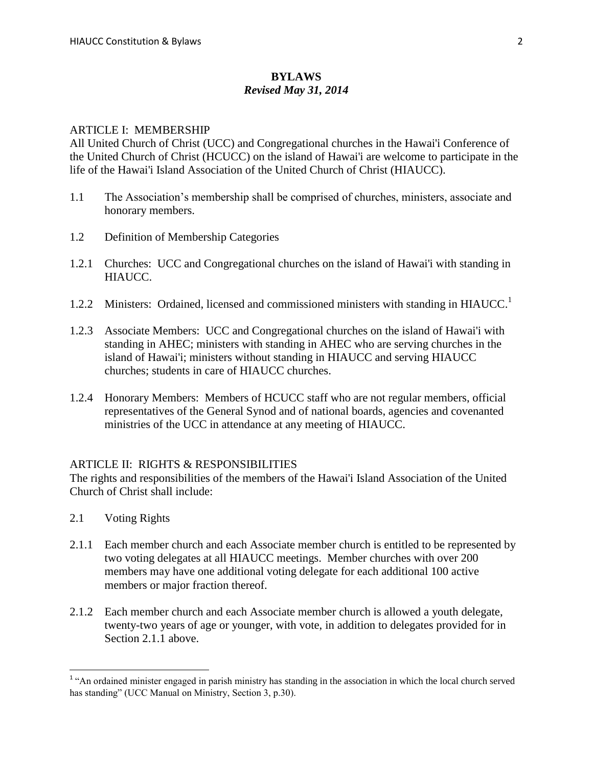# BYLAWS

***Revised May 31, 2014***

## ARTICLE I: MEMBERSHIP

All United Church of Christ (UCC) and Congregational churches in the Hawai'i Conference of the United Church of Christ (HCUCC) on the island of Hawai'i are welcome to participate in the life of the Hawai'i Island Association of the United Church of Christ (HIAUCC).

1.1 The Association's membership shall be comprised of churches, ministers, associate and honorary members.

1.2 Definition of Membership Categories

1.2.1 Churches: UCC and Congregational churches on the island of Hawai'i with standing in HIAUCC.

1.2.2 Ministers: Ordained, licensed and commissioned ministers with standing in HIAUCC.[1]

1.2.3 Associate Members: UCC and Congregational churches on the island of Hawai'i with standing in AHEC; ministers with standing in AHEC who are serving churches in the island of Hawai'i; ministers without standing in HIAUCC and serving HIAUCC churches; students in care of HIAUCC churches.

1.2.4 Honorary Members: Members of HCUCC staff who are not regular members, official representatives of the General Synod and of national boards, agencies and covenanted ministries of the UCC in attendance at any meeting of HIAUCC.

## ARTICLE II: RIGHTS & RESPONSIBILITIES

The rights and responsibilities of the members of the Hawai'i Island Association of the United Church of Christ shall include:

2.1 Voting Rights

2.1.1 Each member church and each Associate member church is entitled to be represented by two voting delegates at all HIAUCC meetings. Member churches with over 200 members may have one additional voting delegate for each additional 100 active members or major fraction thereof.

2.1.2 Each member church and each Associate member church is allowed a youth delegate, twenty-two years of age or younger, with vote, in addition to delegates provided for in Section 2.1.1 above.

---

[1] "An ordained minister engaged in parish ministry has standing in the association in which the local church served has standing" (UCC Manual on Ministry, Section 3, p.30).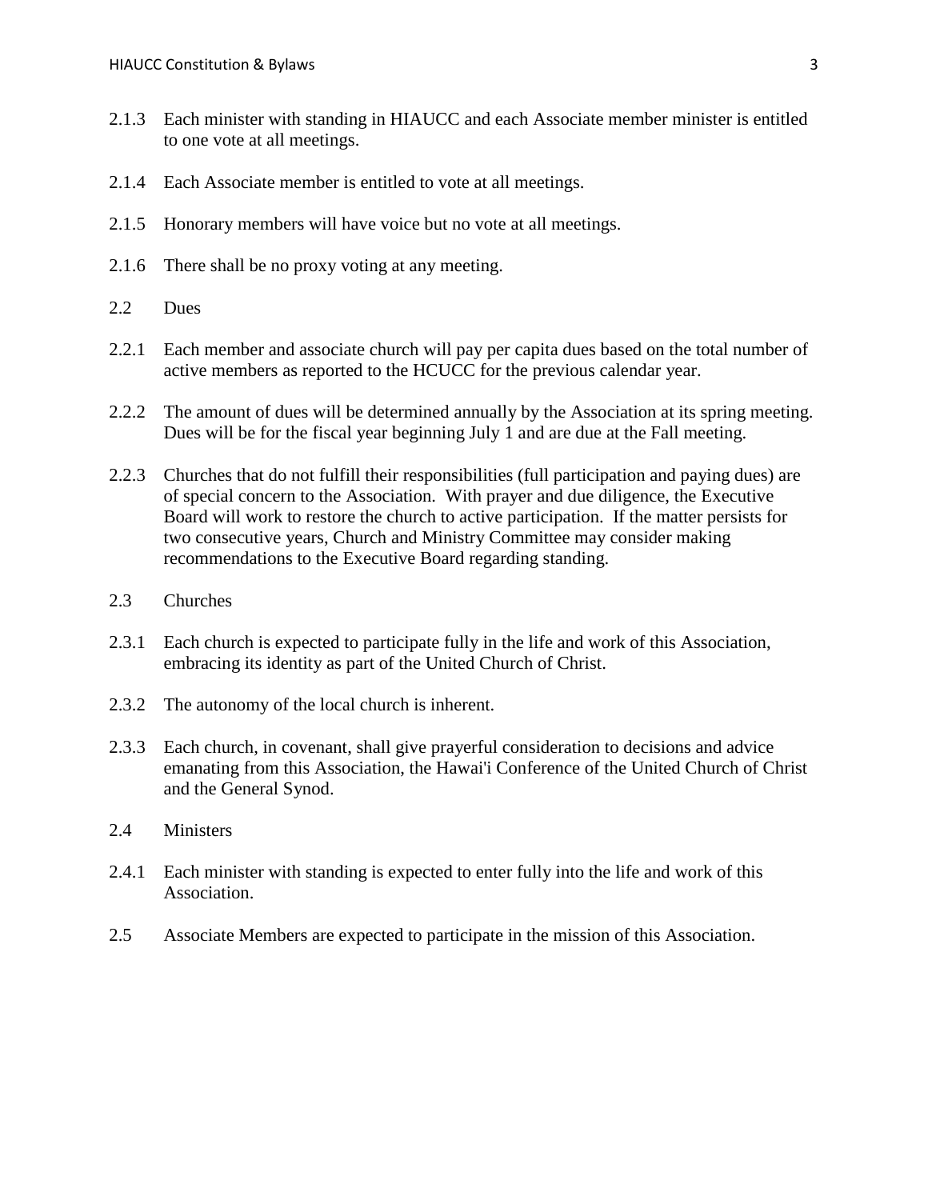2.1.3 Each minister with standing in HIAUCC and each Associate member minister is entitled to one vote at all meetings.

2.1.4 Each Associate member is entitled to vote at all meetings.

2.1.5 Honorary members will have voice but no vote at all meetings.

2.1.6 There shall be no proxy voting at any meeting.

2.2 Dues

2.2.1 Each member and associate church will pay per capita dues based on the total number of active members as reported to the HCUCC for the previous calendar year.

2.2.2 The amount of dues will be determined annually by the Association at its spring meeting. Dues will be for the fiscal year beginning July 1 and are due at the Fall meeting.

2.2.3 Churches that do not fulfill their responsibilities (full participation and paying dues) are of special concern to the Association. With prayer and due diligence, the Executive Board will work to restore the church to active participation. If the matter persists for two consecutive years, Church and Ministry Committee may consider making recommendations to the Executive Board regarding standing.

2.3 Churches

2.3.1 Each church is expected to participate fully in the life and work of this Association, embracing its identity as part of the United Church of Christ.

2.3.2 The autonomy of the local church is inherent.

2.3.3 Each church, in covenant, shall give prayerful consideration to decisions and advice emanating from this Association, the Hawai'i Conference of the United Church of Christ and the General Synod.

2.4 Ministers

2.4.1 Each minister with standing is expected to enter fully into the life and work of this Association.

2.5 Associate Members are expected to participate in the mission of this Association.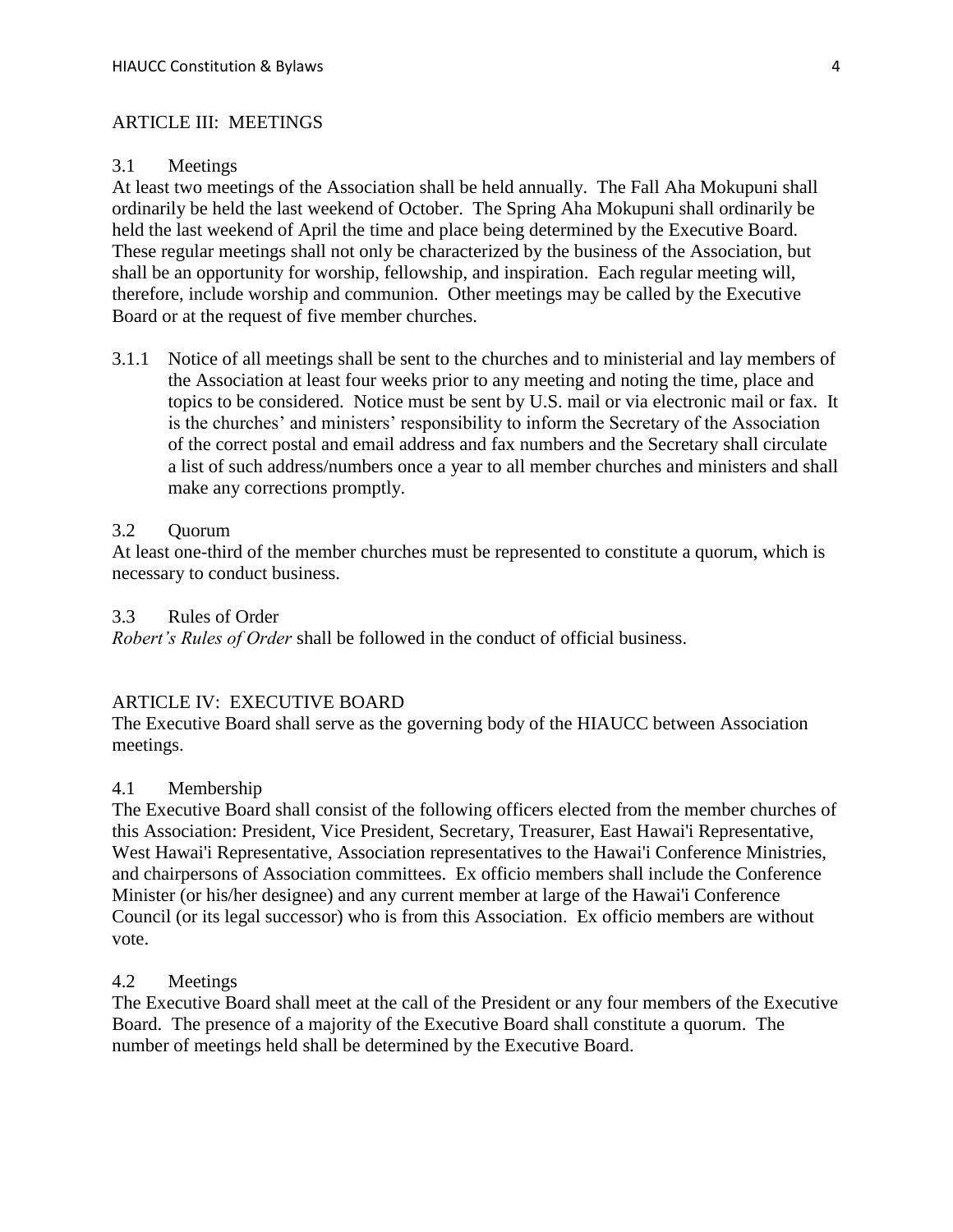## ARTICLE III: MEETINGS

### 3.1 Meetings

At least two meetings of the Association shall be held annually. The Fall Aha Mokupuni shall ordinarily be held the last weekend of October. The Spring Aha Mokupuni shall ordinarily be held the last weekend of April the time and place being determined by the Executive Board. These regular meetings shall not only be characterized by the business of the Association, but shall be an opportunity for worship, fellowship, and inspiration. Each regular meeting will, therefore, include worship and communion. Other meetings may be called by the Executive Board or at the request of five member churches.

3.1.1 Notice of all meetings shall be sent to the churches and to ministerial and lay members of the Association at least four weeks prior to any meeting and noting the time, place and topics to be considered. Notice must be sent by U.S. mail or via electronic mail or fax. It is the churches' and ministers' responsibility to inform the Secretary of the Association of the correct postal and email address and fax numbers and the Secretary shall circulate a list of such address/numbers once a year to all member churches and ministers and shall make any corrections promptly.

### 3.2 Quorum

At least one-third of the member churches must be represented to constitute a quorum, which is necessary to conduct business.

### 3.3 Rules of Order

*Robert's Rules of Order* shall be followed in the conduct of official business.

## ARTICLE IV: EXECUTIVE BOARD

The Executive Board shall serve as the governing body of the HIAUCC between Association meetings.

### 4.1 Membership

The Executive Board shall consist of the following officers elected from the member churches of this Association: President, Vice President, Secretary, Treasurer, East Hawai'i Representative, West Hawai'i Representative, Association representatives to the Hawai'i Conference Ministries, and chairpersons of Association committees. Ex officio members shall include the Conference Minister (or his/her designee) and any current member at large of the Hawai'i Conference Council (or its legal successor) who is from this Association. Ex officio members are without vote.

### 4.2 Meetings

The Executive Board shall meet at the call of the President or any four members of the Executive Board. The presence of a majority of the Executive Board shall constitute a quorum. The number of meetings held shall be determined by the Executive Board.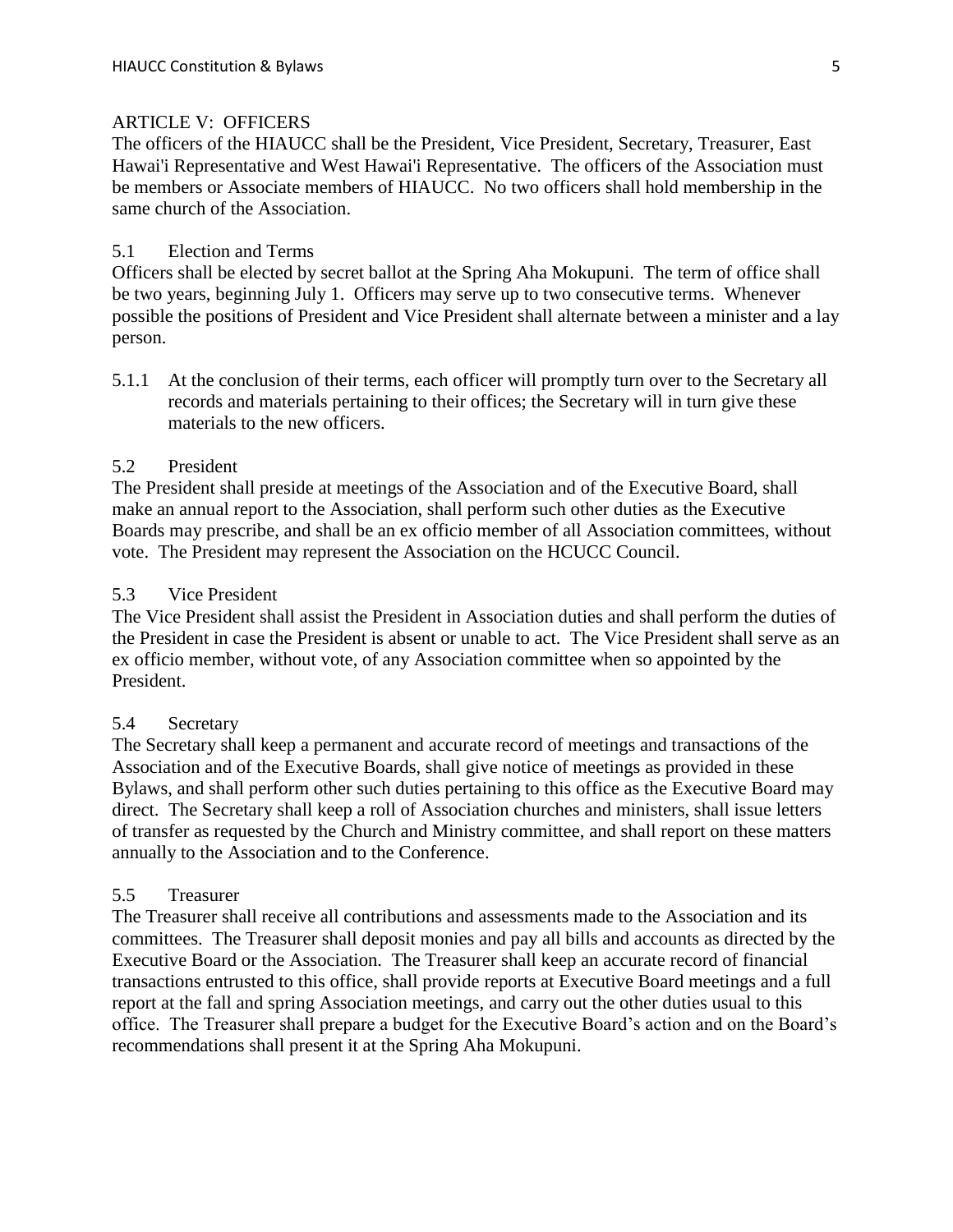## ARTICLE V: OFFICERS

The officers of the HIAUCC shall be the President, Vice President, Secretary, Treasurer, East Hawai'i Representative and West Hawai'i Representative. The officers of the Association must be members or Associate members of HIAUCC. No two officers shall hold membership in the same church of the Association.

### 5.1 Election and Terms

Officers shall be elected by secret ballot at the Spring Aha Mokupuni. The term of office shall be two years, beginning July 1. Officers may serve up to two consecutive terms. Whenever possible the positions of President and Vice President shall alternate between a minister and a lay person.

5.1.1 At the conclusion of their terms, each officer will promptly turn over to the Secretary all records and materials pertaining to their offices; the Secretary will in turn give these materials to the new officers.

### 5.2 President

The President shall preside at meetings of the Association and of the Executive Board, shall make an annual report to the Association, shall perform such other duties as the Executive Boards may prescribe, and shall be an ex officio member of all Association committees, without vote. The President may represent the Association on the HCUCC Council.

### 5.3 Vice President

The Vice President shall assist the President in Association duties and shall perform the duties of the President in case the President is absent or unable to act. The Vice President shall serve as an ex officio member, without vote, of any Association committee when so appointed by the President.

### 5.4 Secretary

The Secretary shall keep a permanent and accurate record of meetings and transactions of the Association and of the Executive Boards, shall give notice of meetings as provided in these Bylaws, and shall perform other such duties pertaining to this office as the Executive Board may direct. The Secretary shall keep a roll of Association churches and ministers, shall issue letters of transfer as requested by the Church and Ministry committee, and shall report on these matters annually to the Association and to the Conference.

### 5.5 Treasurer

The Treasurer shall receive all contributions and assessments made to the Association and its committees. The Treasurer shall deposit monies and pay all bills and accounts as directed by the Executive Board or the Association. The Treasurer shall keep an accurate record of financial transactions entrusted to this office, shall provide reports at Executive Board meetings and a full report at the fall and spring Association meetings, and carry out the other duties usual to this office. The Treasurer shall prepare a budget for the Executive Board's action and on the Board's recommendations shall present it at the Spring Aha Mokupuni.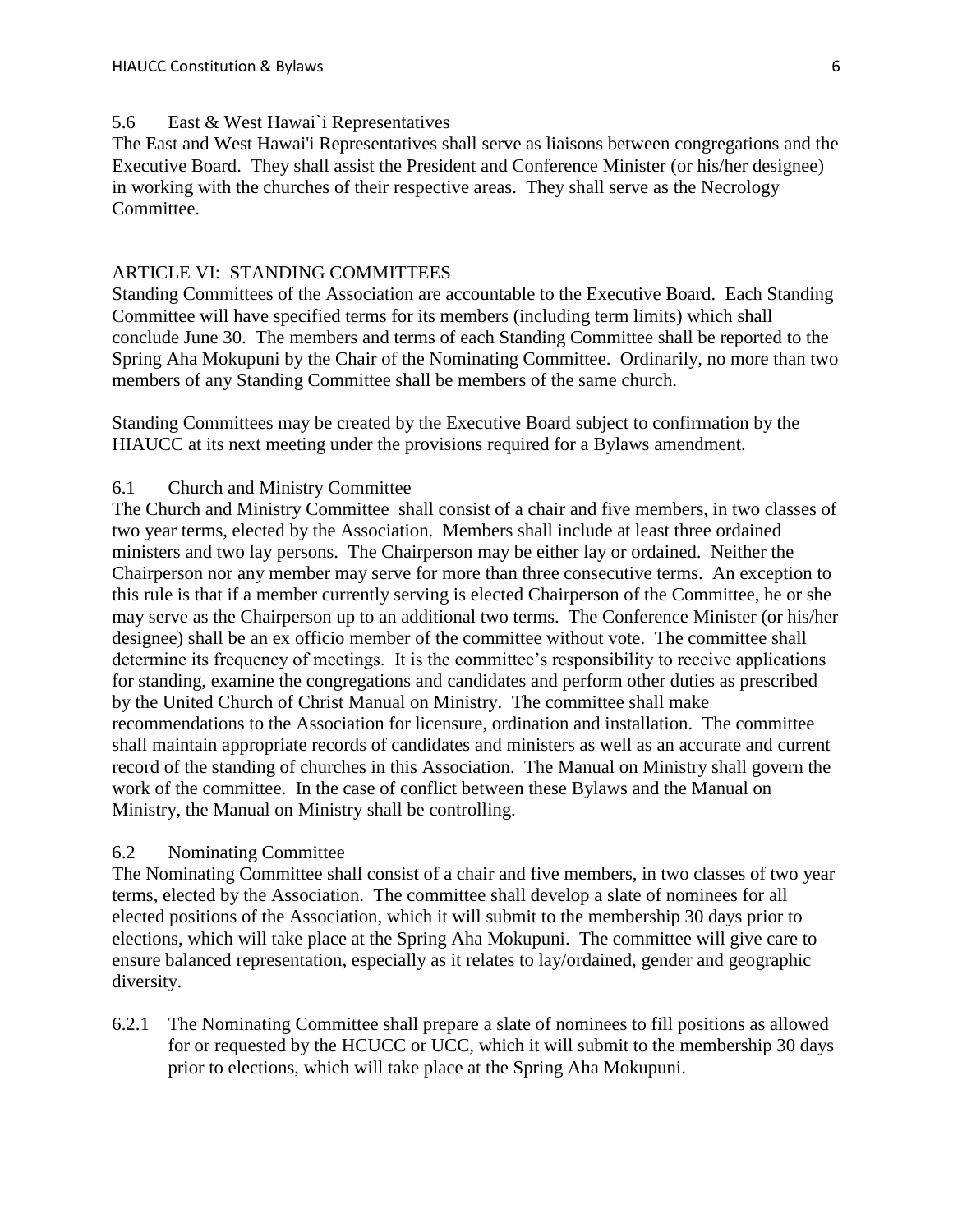### 5.6 East & West Hawai`i Representatives

The East and West Hawai'i Representatives shall serve as liaisons between congregations and the Executive Board. They shall assist the President and Conference Minister (or his/her designee) in working with the churches of their respective areas. They shall serve as the Necrology Committee.

## ARTICLE VI: STANDING COMMITTEES

Standing Committees of the Association are accountable to the Executive Board. Each Standing Committee will have specified terms for its members (including term limits) which shall conclude June 30. The members and terms of each Standing Committee shall be reported to the Spring Aha Mokupuni by the Chair of the Nominating Committee. Ordinarily, no more than two members of any Standing Committee shall be members of the same church.

Standing Committees may be created by the Executive Board subject to confirmation by the HIAUCC at its next meeting under the provisions required for a Bylaws amendment.

### 6.1 Church and Ministry Committee

The Church and Ministry Committee shall consist of a chair and five members, in two classes of two year terms, elected by the Association. Members shall include at least three ordained ministers and two lay persons. The Chairperson may be either lay or ordained. Neither the Chairperson nor any member may serve for more than three consecutive terms. An exception to this rule is that if a member currently serving is elected Chairperson of the Committee, he or she may serve as the Chairperson up to an additional two terms. The Conference Minister (or his/her designee) shall be an ex officio member of the committee without vote. The committee shall determine its frequency of meetings. It is the committee's responsibility to receive applications for standing, examine the congregations and candidates and perform other duties as prescribed by the United Church of Christ Manual on Ministry. The committee shall make recommendations to the Association for licensure, ordination and installation. The committee shall maintain appropriate records of candidates and ministers as well as an accurate and current record of the standing of churches in this Association. The Manual on Ministry shall govern the work of the committee. In the case of conflict between these Bylaws and the Manual on Ministry, the Manual on Ministry shall be controlling.

### 6.2 Nominating Committee

The Nominating Committee shall consist of a chair and five members, in two classes of two year terms, elected by the Association. The committee shall develop a slate of nominees for all elected positions of the Association, which it will submit to the membership 30 days prior to elections, which will take place at the Spring Aha Mokupuni. The committee will give care to ensure balanced representation, especially as it relates to lay/ordained, gender and geographic diversity.

6.2.1 The Nominating Committee shall prepare a slate of nominees to fill positions as allowed for or requested by the HCUCC or UCC, which it will submit to the membership 30 days prior to elections, which will take place at the Spring Aha Mokupuni.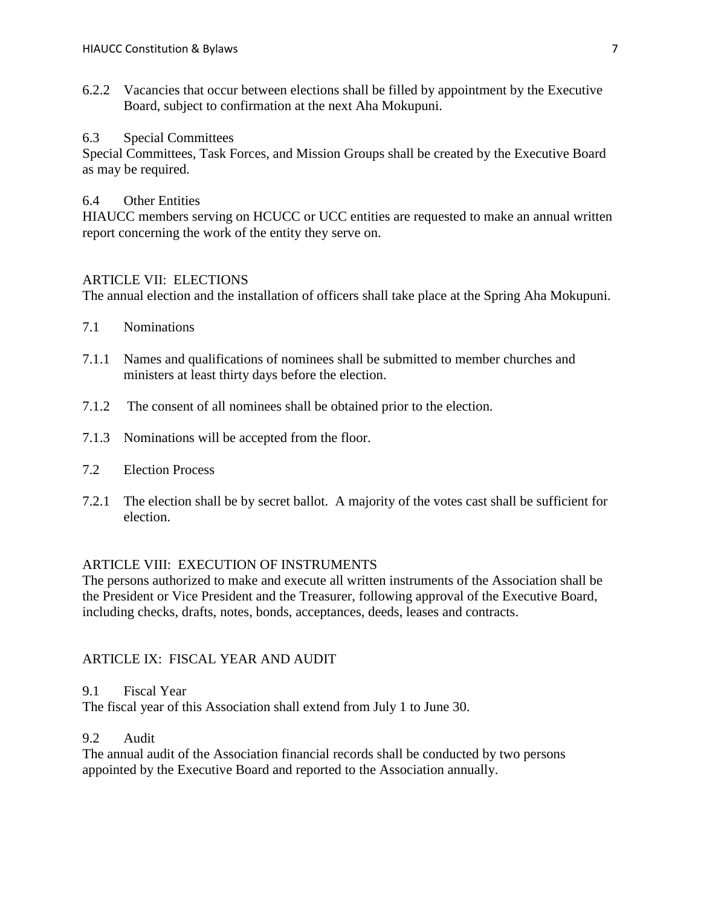6.2.2 Vacancies that occur between elections shall be filled by appointment by the Executive Board, subject to confirmation at the next Aha Mokupuni.

6.3 Special Committees

Special Committees, Task Forces, and Mission Groups shall be created by the Executive Board as may be required.

6.4 Other Entities

HIAUCC members serving on HCUCC or UCC entities are requested to make an annual written report concerning the work of the entity they serve on.

## ARTICLE VII: ELECTIONS

The annual election and the installation of officers shall take place at the Spring Aha Mokupuni.

7.1 Nominations

7.1.1 Names and qualifications of nominees shall be submitted to member churches and ministers at least thirty days before the election.

7.1.2 The consent of all nominees shall be obtained prior to the election.

7.1.3 Nominations will be accepted from the floor.

7.2 Election Process

7.2.1 The election shall be by secret ballot. A majority of the votes cast shall be sufficient for election.

## ARTICLE VIII: EXECUTION OF INSTRUMENTS

The persons authorized to make and execute all written instruments of the Association shall be the President or Vice President and the Treasurer, following approval of the Executive Board, including checks, drafts, notes, bonds, acceptances, deeds, leases and contracts.

## ARTICLE IX: FISCAL YEAR AND AUDIT

9.1 Fiscal Year

The fiscal year of this Association shall extend from July 1 to June 30.

9.2 Audit

The annual audit of the Association financial records shall be conducted by two persons appointed by the Executive Board and reported to the Association annually.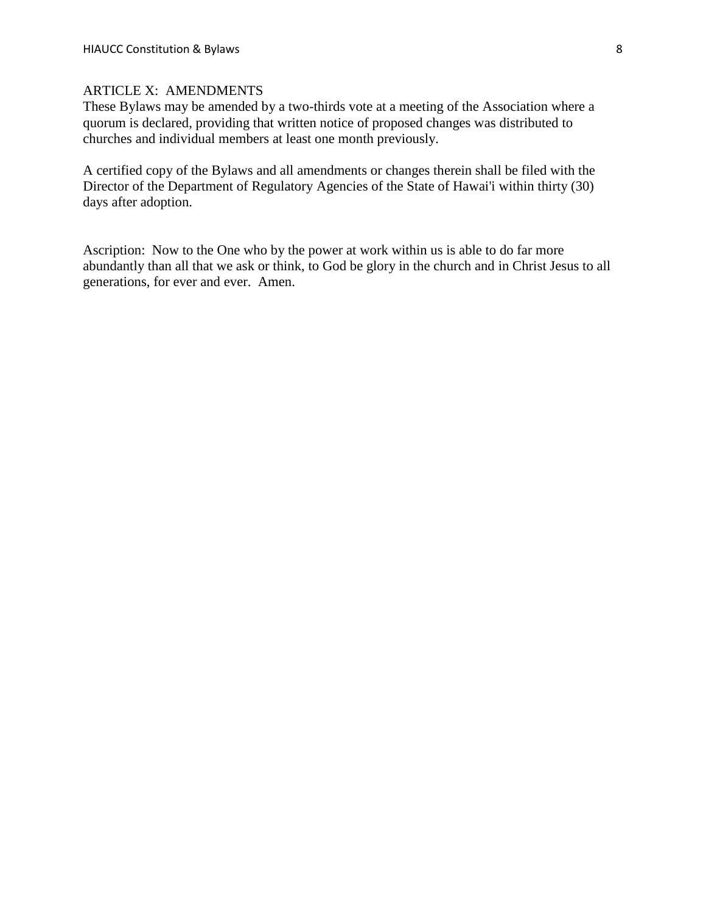## ARTICLE X: AMENDMENTS

These Bylaws may be amended by a two-thirds vote at a meeting of the Association where a quorum is declared, providing that written notice of proposed changes was distributed to churches and individual members at least one month previously.

A certified copy of the Bylaws and all amendments or changes therein shall be filed with the Director of the Department of Regulatory Agencies of the State of Hawai'i within thirty (30) days after adoption.

Ascription: Now to the One who by the power at work within us is able to do far more abundantly than all that we ask or think, to God be glory in the church and in Christ Jesus to all generations, for ever and ever. Amen.